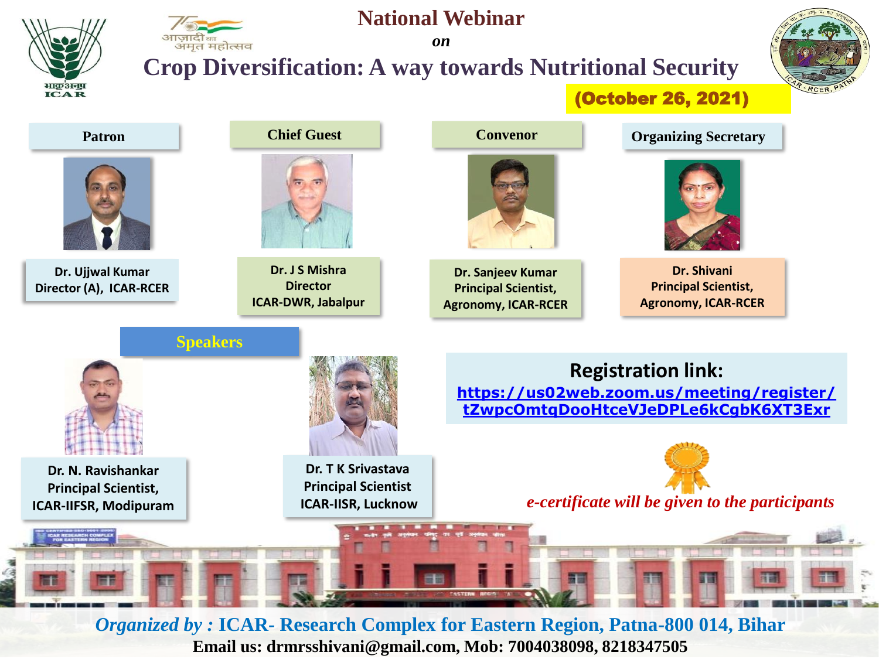# National Webinar

*on*

# Crop Diversification: A way towards Nutritional Security

**(October 26, 2021)**

**Patron**

Dr. Ujjwal Kumar
Director (A), ICAR-RCER

**Chief Guest**

Dr. J S Mishra
Director
ICAR-DWR, Jabalpur

**Convenor**

Dr. Sanjeev Kumar
Principal Scientist,
Agronomy, ICAR-RCER

**Organizing Secretary**

Dr. Shivani
Principal Scientist,
Agronomy, ICAR-RCER

## Speakers

Dr. N. Ravishankar
Principal Scientist,
ICAR-IIFSR, Modipuram

Dr. T K Srivastava
Principal Scientist
ICAR-IISR, Lucknow

**Registration link:**
https://us02web.zoom.us/meeting/register/tZwpcOmtqDooHtceVJeDPLe6kCgbK6XT3Exr

*e-certificate will be given to the participants*

*Organized by :* **ICAR- Research Complex for Eastern Region, Patna-800 014, Bihar**

**Email us: drmrsshivani@gmail.com, Mob: 7004038098, 8218347505**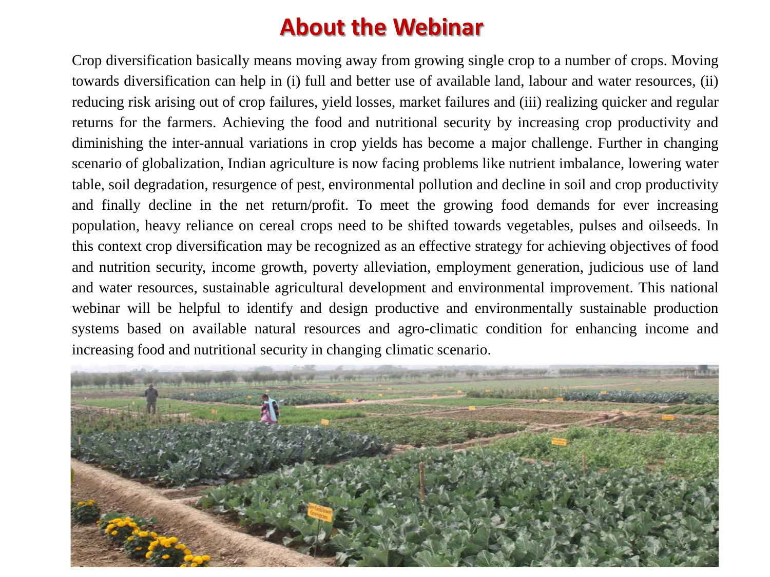# About the Webinar

Crop diversification basically means moving away from growing single crop to a number of crops. Moving towards diversification can help in (i) full and better use of available land, labour and water resources, (ii) reducing risk arising out of crop failures, yield losses, market failures and (iii) realizing quicker and regular returns for the farmers. Achieving the food and nutritional security by increasing crop productivity and diminishing the inter-annual variations in crop yields has become a major challenge. Further in changing scenario of globalization, Indian agriculture is now facing problems like nutrient imbalance, lowering water table, soil degradation, resurgence of pest, environmental pollution and decline in soil and crop productivity and finally decline in the net return/profit. To meet the growing food demands for ever increasing population, heavy reliance on cereal crops need to be shifted towards vegetables, pulses and oilseeds. In this context crop diversification may be recognized as an effective strategy for achieving objectives of food and nutrition security, income growth, poverty alleviation, employment generation, judicious use of land and water resources, sustainable agricultural development and environmental improvement. This national webinar will be helpful to identify and design productive and environmentally sustainable production systems based on available natural resources and agro-climatic condition for enhancing income and increasing food and nutritional security in changing climatic scenario.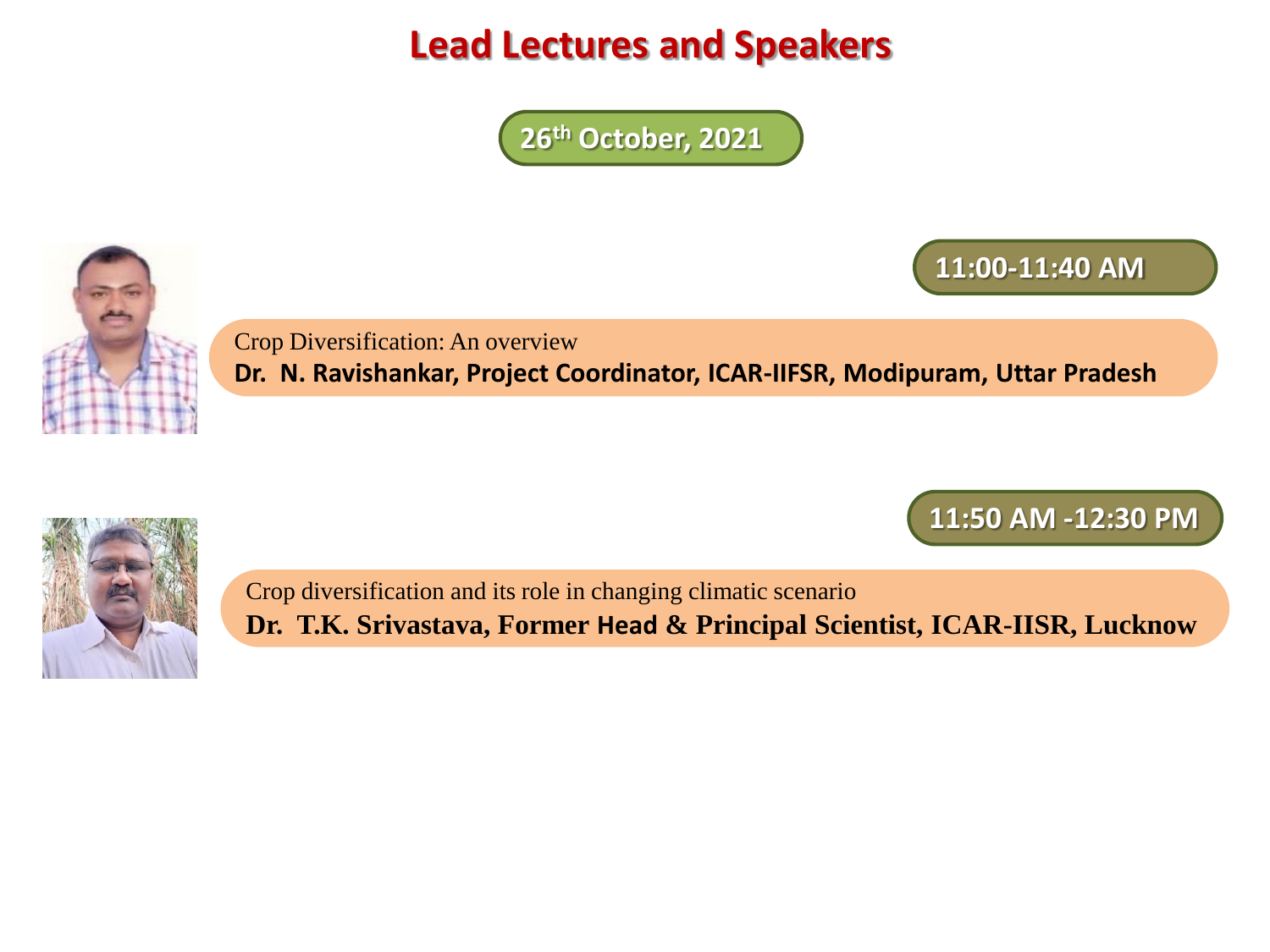# Lead Lectures and Speakers

**26th October, 2021**

**11:00-11:40 AM**

Crop Diversification: An overview

**Dr. N. Ravishankar, Project Coordinator, ICAR-IIFSR, Modipuram, Uttar Pradesh**

**11:50 AM -12:30 PM**

Crop diversification and its role in changing climatic scenario

**Dr. T.K. Srivastava, Former Head & Principal Scientist, ICAR-IISR, Lucknow**